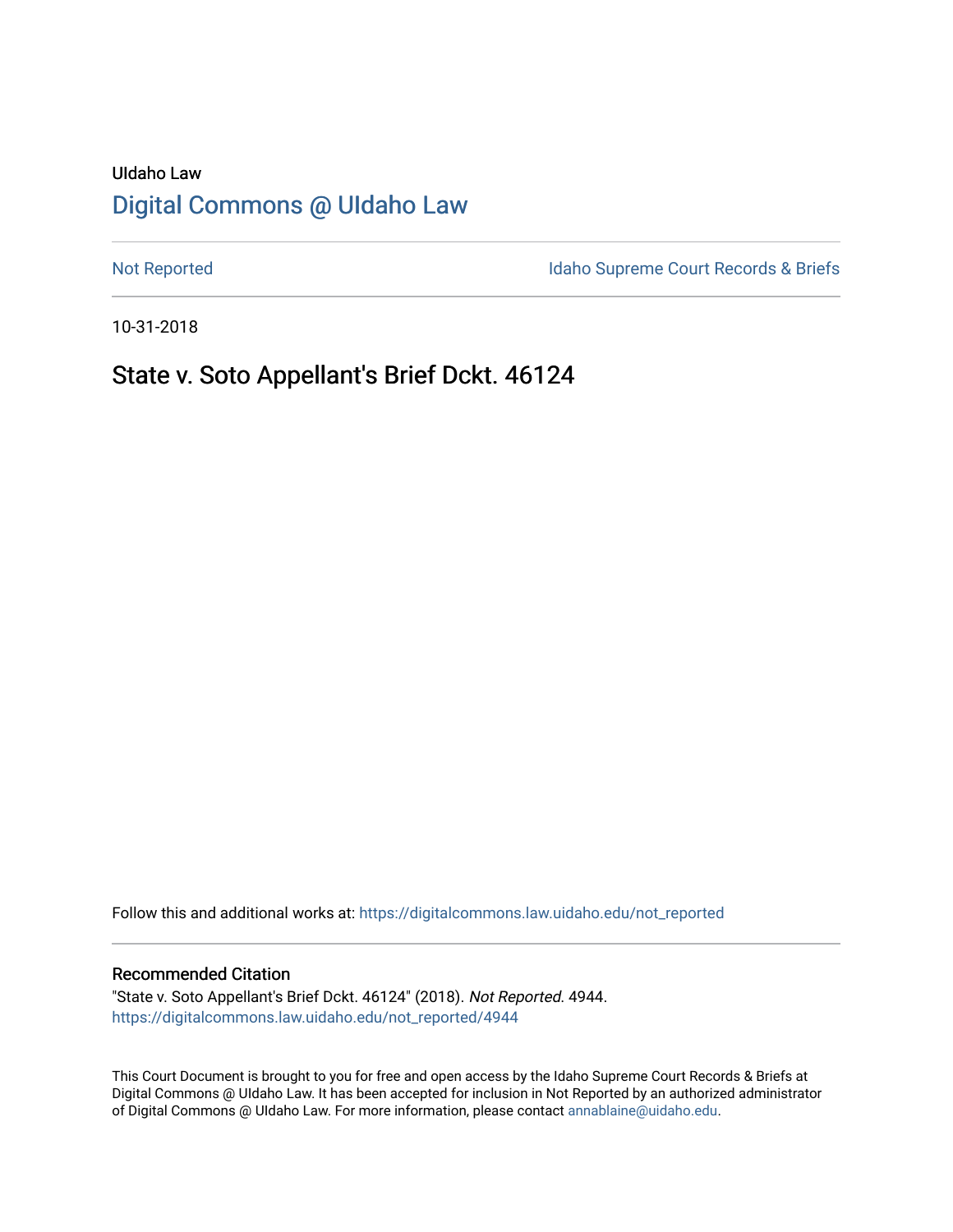UIdaho Law

# [Digital Commons @ UIdaho Law](https://digitalcommons.law.uidaho.edu)

[Not Reported](https://digitalcommons.law.uidaho.edu/not_reported) | [Idaho Supreme Court Records & Briefs](https://digitalcommons.law.uidaho.edu/idaho_supreme_court_records_briefs)

10-31-2018

## State v. Soto Appellant's Brief Dckt. 46124

Follow this and additional works at: https://digitalcommons.law.uidaho.edu/not_reported

### Recommended Citation

"State v. Soto Appellant's Brief Dckt. 46124" (2018). *Not Reported*. 4944.
https://digitalcommons.law.uidaho.edu/not_reported/4944

This Court Document is brought to you for free and open access by the Idaho Supreme Court Records & Briefs at Digital Commons @ UIdaho Law. It has been accepted for inclusion in Not Reported by an authorized administrator of Digital Commons @ UIdaho Law. For more information, please contact annablaine@uidaho.edu.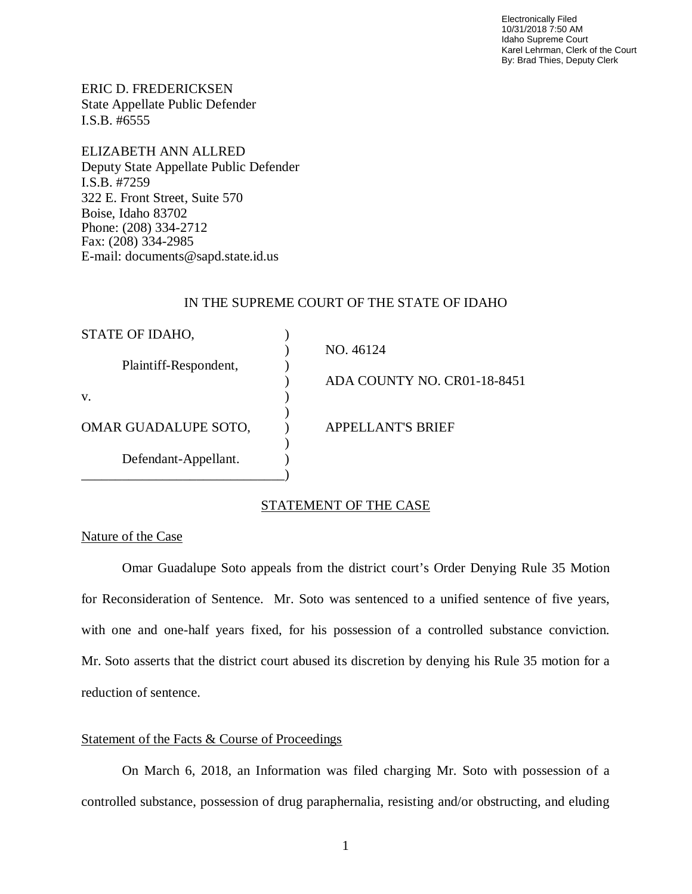Electronically Filed
10/31/2018 7:50 AM
Idaho Supreme Court
Karel Lehrman, Clerk of the Court
By: Brad Thies, Deputy Clerk

ERIC D. FREDERICKSEN
State Appellate Public Defender
I.S.B. #6555

ELIZABETH ANN ALLRED
Deputy State Appellate Public Defender
I.S.B. #7259
322 E. Front Street, Suite 570
Boise, Idaho 83702
Phone: (208) 334-2712
Fax: (208) 334-2985
E-mail: documents@sapd.state.id.us

IN THE SUPREME COURT OF THE STATE OF IDAHO

| | | |
|---|---|---|
| STATE OF IDAHO, | ) | |
| | ) | NO. 46124 |
| Plaintiff-Respondent, | ) | |
| | ) | ADA COUNTY NO. CR01-18-8451 |
| v. | ) | |
| | ) | |
| OMAR GUADALUPE SOTO, | ) | APPELLANT'S BRIEF |
| | ) | |
| Defendant-Appellant. | ) | |
| ______________________________ | ) | |

## STATEMENT OF THE CASE

### Nature of the Case

Omar Guadalupe Soto appeals from the district court's Order Denying Rule 35 Motion for Reconsideration of Sentence. Mr. Soto was sentenced to a unified sentence of five years, with one and one-half years fixed, for his possession of a controlled substance conviction. Mr. Soto asserts that the district court abused its discretion by denying his Rule 35 motion for a reduction of sentence.

### Statement of the Facts & Course of Proceedings

On March 6, 2018, an Information was filed charging Mr. Soto with possession of a controlled substance, possession of drug paraphernalia, resisting and/or obstructing, and eluding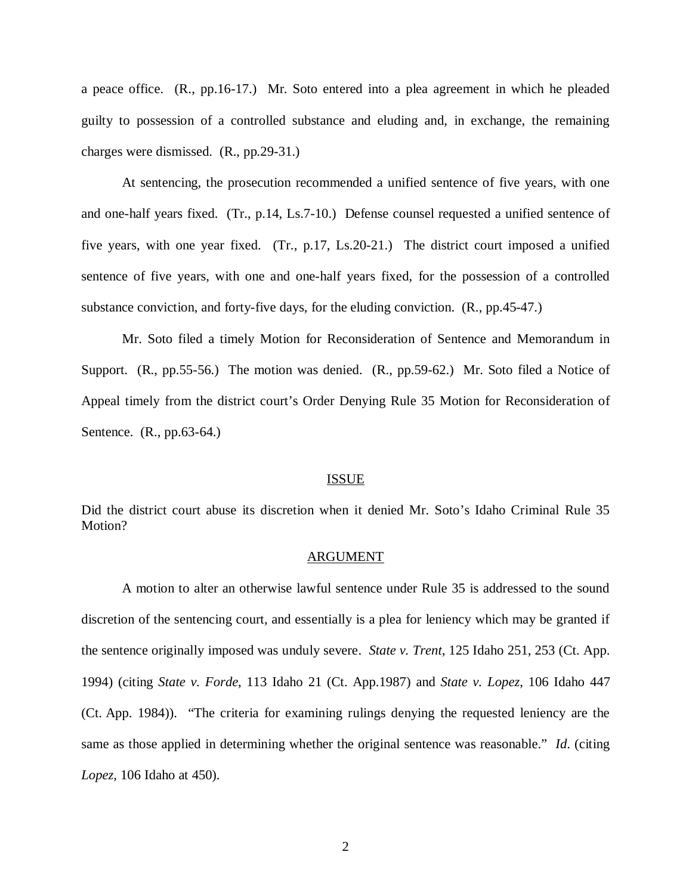a peace office. (R., pp.16-17.) Mr. Soto entered into a plea agreement in which he pleaded guilty to possession of a controlled substance and eluding and, in exchange, the remaining charges were dismissed. (R., pp.29-31.)

At sentencing, the prosecution recommended a unified sentence of five years, with one and one-half years fixed. (Tr., p.14, Ls.7-10.) Defense counsel requested a unified sentence of five years, with one year fixed. (Tr., p.17, Ls.20-21.) The district court imposed a unified sentence of five years, with one and one-half years fixed, for the possession of a controlled substance conviction, and forty-five days, for the eluding conviction. (R., pp.45-47.)

Mr. Soto filed a timely Motion for Reconsideration of Sentence and Memorandum in Support. (R., pp.55-56.) The motion was denied. (R., pp.59-62.) Mr. Soto filed a Notice of Appeal timely from the district court's Order Denying Rule 35 Motion for Reconsideration of Sentence. (R., pp.63-64.)

## ISSUE

Did the district court abuse its discretion when it denied Mr. Soto's Idaho Criminal Rule 35 Motion?

## ARGUMENT

A motion to alter an otherwise lawful sentence under Rule 35 is addressed to the sound discretion of the sentencing court, and essentially is a plea for leniency which may be granted if the sentence originally imposed was unduly severe. *State v. Trent*, 125 Idaho 251, 253 (Ct. App. 1994) (citing *State v. Forde*, 113 Idaho 21 (Ct. App.1987) and *State v. Lopez*, 106 Idaho 447 (Ct. App. 1984)). "The criteria for examining rulings denying the requested leniency are the same as those applied in determining whether the original sentence was reasonable." *Id*. (citing *Lopez*, 106 Idaho at 450).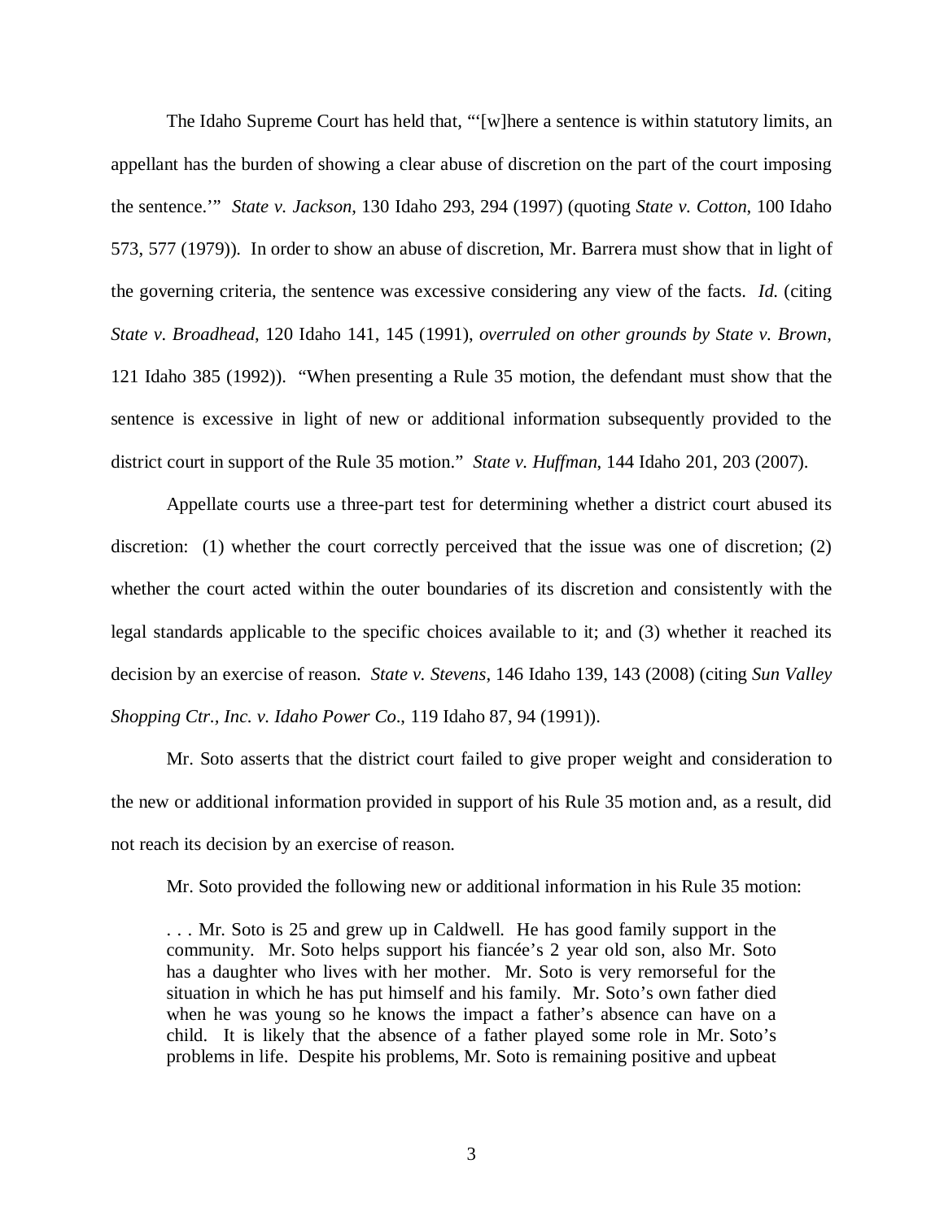The Idaho Supreme Court has held that, "'[w]here a sentence is within statutory limits, an appellant has the burden of showing a clear abuse of discretion on the part of the court imposing the sentence.'" *State v. Jackson*, 130 Idaho 293, 294 (1997) (quoting *State v. Cotton*, 100 Idaho 573, 577 (1979)). In order to show an abuse of discretion, Mr. Barrera must show that in light of the governing criteria, the sentence was excessive considering any view of the facts. *Id.* (citing *State v. Broadhead*, 120 Idaho 141, 145 (1991), *overruled on other grounds by State v. Brown*, 121 Idaho 385 (1992)). "When presenting a Rule 35 motion, the defendant must show that the sentence is excessive in light of new or additional information subsequently provided to the district court in support of the Rule 35 motion." *State v. Huffman*, 144 Idaho 201, 203 (2007).

Appellate courts use a three-part test for determining whether a district court abused its discretion: (1) whether the court correctly perceived that the issue was one of discretion; (2) whether the court acted within the outer boundaries of its discretion and consistently with the legal standards applicable to the specific choices available to it; and (3) whether it reached its decision by an exercise of reason. *State v. Stevens*, 146 Idaho 139, 143 (2008) (citing *Sun Valley Shopping Ctr., Inc. v. Idaho Power Co*., 119 Idaho 87, 94 (1991)).

Mr. Soto asserts that the district court failed to give proper weight and consideration to the new or additional information provided in support of his Rule 35 motion and, as a result, did not reach its decision by an exercise of reason.

Mr. Soto provided the following new or additional information in his Rule 35 motion:

> . . . Mr. Soto is 25 and grew up in Caldwell. He has good family support in the community. Mr. Soto helps support his fiancée's 2 year old son, also Mr. Soto has a daughter who lives with her mother. Mr. Soto is very remorseful for the situation in which he has put himself and his family. Mr. Soto's own father died when he was young so he knows the impact a father's absence can have on a child. It is likely that the absence of a father played some role in Mr. Soto's problems in life. Despite his problems, Mr. Soto is remaining positive and upbeat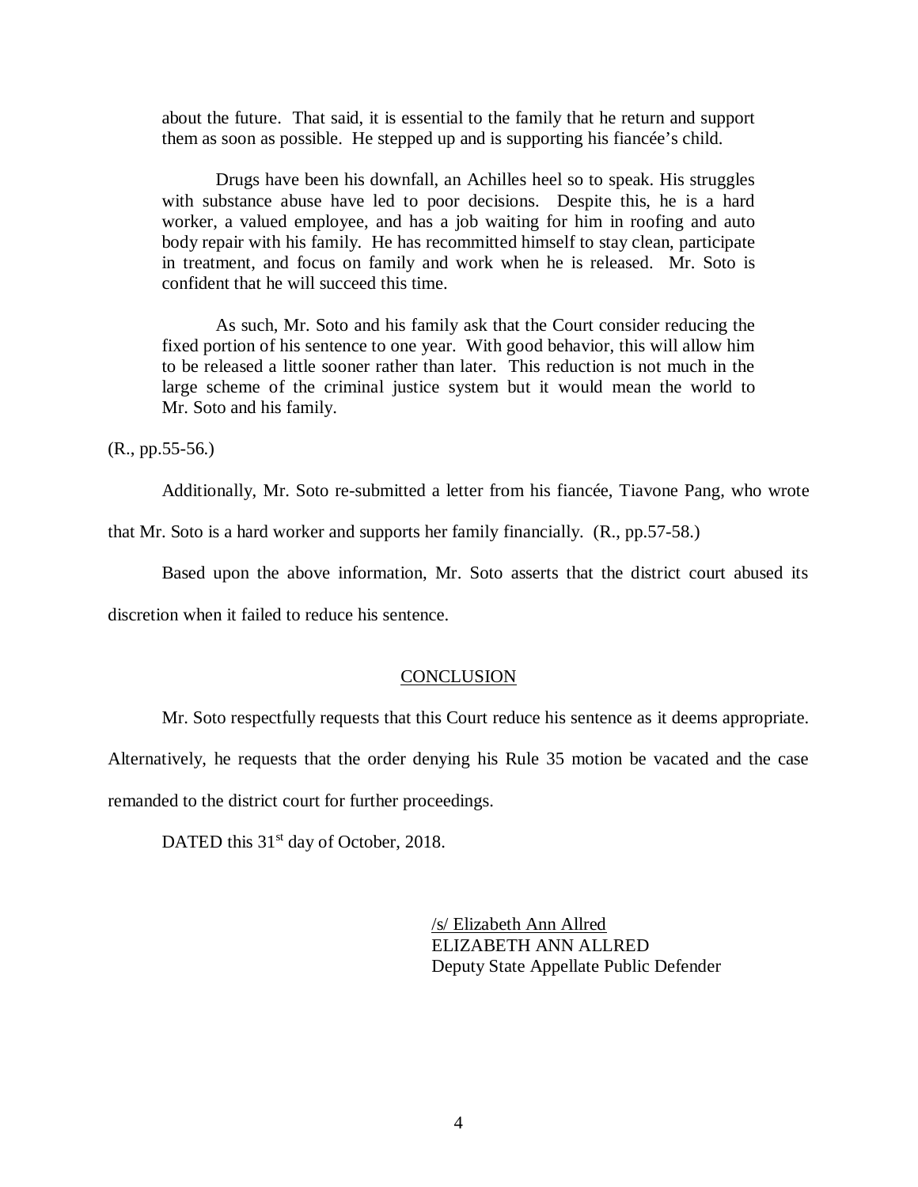> about the future. That said, it is essential to the family that he return and support them as soon as possible. He stepped up and is supporting his fiancée's child.
>
> Drugs have been his downfall, an Achilles heel so to speak. His struggles with substance abuse have led to poor decisions. Despite this, he is a hard worker, a valued employee, and has a job waiting for him in roofing and auto body repair with his family. He has recommitted himself to stay clean, participate in treatment, and focus on family and work when he is released. Mr. Soto is confident that he will succeed this time.
>
> As such, Mr. Soto and his family ask that the Court consider reducing the fixed portion of his sentence to one year. With good behavior, this will allow him to be released a little sooner rather than later. This reduction is not much in the large scheme of the criminal justice system but it would mean the world to Mr. Soto and his family.

(R., pp.55-56.)

Additionally, Mr. Soto re-submitted a letter from his fiancée, Tiavone Pang, who wrote that Mr. Soto is a hard worker and supports her family financially. (R., pp.57-58.)

Based upon the above information, Mr. Soto asserts that the district court abused its discretion when it failed to reduce his sentence.

## CONCLUSION

Mr. Soto respectfully requests that this Court reduce his sentence as it deems appropriate. Alternatively, he requests that the order denying his Rule 35 motion be vacated and the case remanded to the district court for further proceedings.

DATED this 31st day of October, 2018.

/s/ Elizabeth Ann Allred
ELIZABETH ANN ALLRED
Deputy State Appellate Public Defender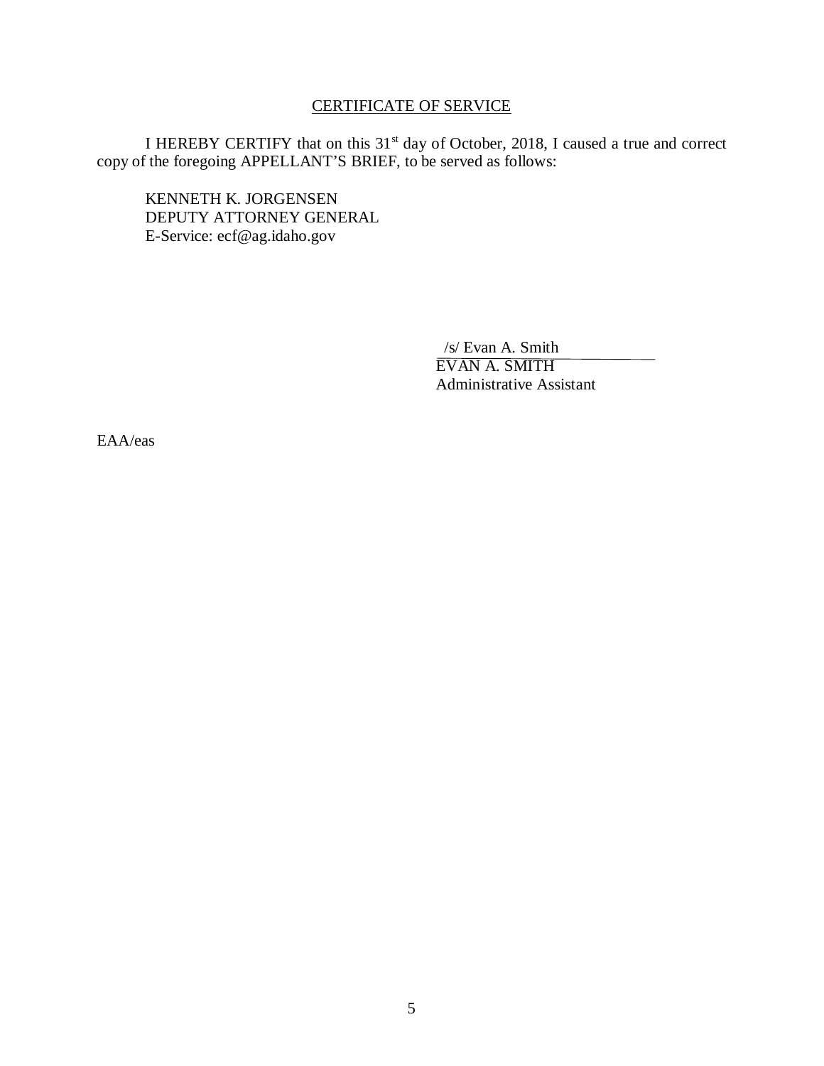## CERTIFICATE OF SERVICE

I HEREBY CERTIFY that on this 31st day of October, 2018, I caused a true and correct copy of the foregoing APPELLANT'S BRIEF, to be served as follows:

KENNETH K. JORGENSEN
DEPUTY ATTORNEY GENERAL
E-Service: ecf@ag.idaho.gov

/s/ Evan A. Smith
EVAN A. SMITH
Administrative Assistant

EAA/eas